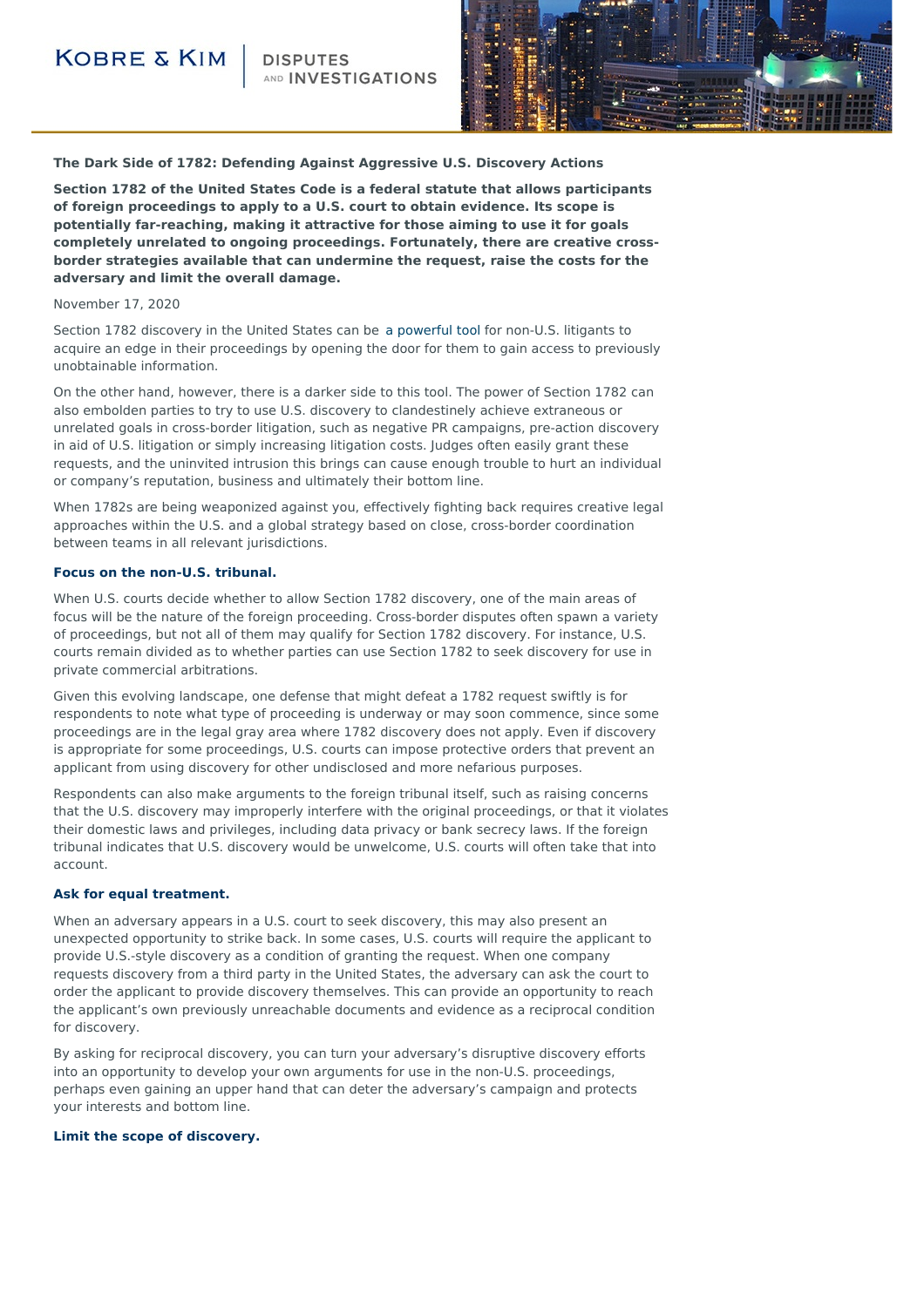# The Dark Side of 1782: Defending Against Aggressive U.S. Discovery Actions

**Section 1782 of the United States Code is a federal statute that allows participants of foreign proceedings to apply to a U.S. court to obtain evidence. Its scope is potentially far-reaching, making it attractive for those aiming to use it for goals completely unrelated to ongoing proceedings. Fortunately, there are creative cross-border strategies available that can undermine the request, raise the costs for the adversary and limit the overall damage.**

November 17, 2020

Section 1782 discovery in the United States can be a powerful tool for non-U.S. litigants to acquire an edge in their proceedings by opening the door for them to gain access to previously unobtainable information.

On the other hand, however, there is a darker side to this tool. The power of Section 1782 can also embolden parties to try to use U.S. discovery to clandestinely achieve extraneous or unrelated goals in cross-border litigation, such as negative PR campaigns, pre-action discovery in aid of U.S. litigation or simply increasing litigation costs. Judges often easily grant these requests, and the uninvited intrusion this brings can cause enough trouble to hurt an individual or company's reputation, business and ultimately their bottom line.

When 1782s are being weaponized against you, effectively fighting back requires creative legal approaches within the U.S. and a global strategy based on close, cross-border coordination between teams in all relevant jurisdictions.

## Focus on the non-U.S. tribunal.

When U.S. courts decide whether to allow Section 1782 discovery, one of the main areas of focus will be the nature of the foreign proceeding. Cross-border disputes often spawn a variety of proceedings, but not all of them may qualify for Section 1782 discovery. For instance, U.S. courts remain divided as to whether parties can use Section 1782 to seek discovery for use in private commercial arbitrations.

Given this evolving landscape, one defense that might defeat a 1782 request swiftly is for respondents to note what type of proceeding is underway or may soon commence, since some proceedings are in the legal gray area where 1782 discovery does not apply. Even if discovery is appropriate for some proceedings, U.S. courts can impose protective orders that prevent an applicant from using discovery for other undisclosed and more nefarious purposes.

Respondents can also make arguments to the foreign tribunal itself, such as raising concerns that the U.S. discovery may improperly interfere with the original proceedings, or that it violates their domestic laws and privileges, including data privacy or bank secrecy laws. If the foreign tribunal indicates that U.S. discovery would be unwelcome, U.S. courts will often take that into account.

## Ask for equal treatment.

When an adversary appears in a U.S. court to seek discovery, this may also present an unexpected opportunity to strike back. In some cases, U.S. courts will require the applicant to provide U.S.-style discovery as a condition of granting the request. When one company requests discovery from a third party in the United States, the adversary can ask the court to order the applicant to provide discovery themselves. This can provide an opportunity to reach the applicant's own previously unreachable documents and evidence as a reciprocal condition for discovery.

By asking for reciprocal discovery, you can turn your adversary's disruptive discovery efforts into an opportunity to develop your own arguments for use in the non-U.S. proceedings, perhaps even gaining an upper hand that can deter the adversary's campaign and protects your interests and bottom line.

## Limit the scope of discovery.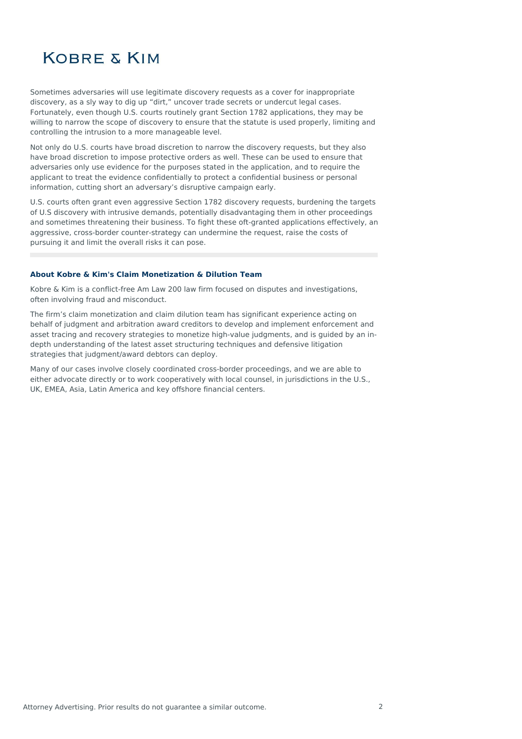Sometimes adversaries will use legitimate discovery requests as a cover for inappropriate discovery, as a sly way to dig up "dirt," uncover trade secrets or undercut legal cases. Fortunately, even though U.S. courts routinely grant Section 1782 applications, they may be willing to narrow the scope of discovery to ensure that the statute is used properly, limiting and controlling the intrusion to a more manageable level.

Not only do U.S. courts have broad discretion to narrow the discovery requests, but they also have broad discretion to impose protective orders as well. These can be used to ensure that adversaries only use evidence for the purposes stated in the application, and to require the applicant to treat the evidence confidentially to protect a confidential business or personal information, cutting short an adversary's disruptive campaign early.

U.S. courts often grant even aggressive Section 1782 discovery requests, burdening the targets of U.S discovery with intrusive demands, potentially disadvantaging them in other proceedings and sometimes threatening their business. To fight these oft-granted applications effectively, an aggressive, cross-border counter-strategy can undermine the request, raise the costs of pursuing it and limit the overall risks it can pose.

---

**About Kobre & Kim's Claim Monetization & Dilution Team**

Kobre & Kim is a conflict-free Am Law 200 law firm focused on disputes and investigations, often involving fraud and misconduct.

The firm's claim monetization and claim dilution team has significant experience acting on behalf of judgment and arbitration award creditors to develop and implement enforcement and asset tracing and recovery strategies to monetize high-value judgments, and is guided by an in-depth understanding of the latest asset structuring techniques and defensive litigation strategies that judgment/award debtors can deploy.

Many of our cases involve closely coordinated cross-border proceedings, and we are able to either advocate directly or to work cooperatively with local counsel, in jurisdictions in the U.S., UK, EMEA, Asia, Latin America and key offshore financial centers.

Attorney Advertising. Prior results do not guarantee a similar outcome.